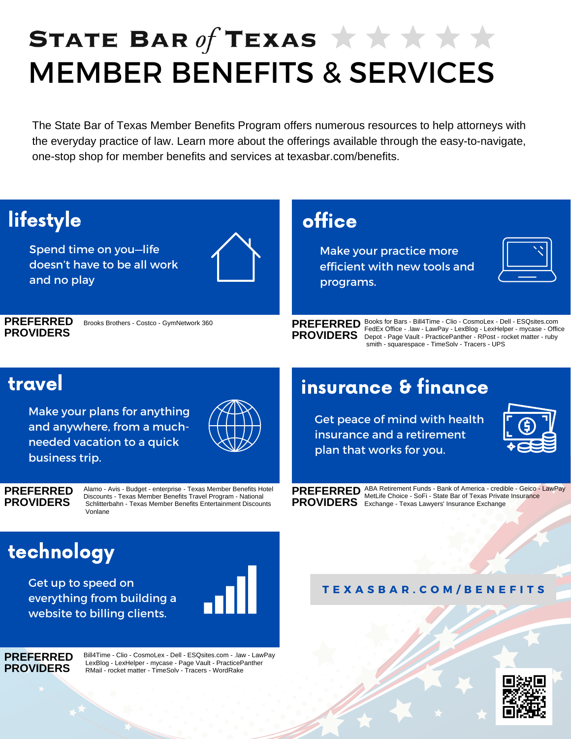# STATE BAR of TEXAS

# MEMBER BENEFITS & SERVICES

The State Bar of Texas Member Benefits Program offers numerous resources to help attorneys with the everyday practice of law. Learn more about the offerings available through the easy-to-navigate, one-stop shop for member benefits and services at texasbar.com/benefits.

## lifestyle

Spend time on you—life doesn't have to be all work and no play

**PREFERRED PROVIDERS**

Brooks Brothers - Costco - GymNetwork 360

## office

Make your practice more efficient with new tools and programs.

**PREFERRED PROVIDERS**

Books for Bars - Bill4Time - Clio - CosmoLex - Dell - ESQsites.com FedEx Office - .law - LawPay - LexBlog - LexHelper - mycase - Office Depot - Page Vault - PracticePanther - RPost - rocket matter - ruby smith - squarespace - TimeSolv - Tracers - UPS

## travel

Make your plans for anything and anywhere, from a much-needed vacation to a quick business trip.

**PREFERRED PROVIDERS**

Alamo - Avis - Budget - enterprise - Texas Member Benefits Hotel Discounts - Texas Member Benefits Travel Program - National Schlitterbahn - Texas Member Benefits Entertainment Discounts Vonlane

## insurance & finance

Get peace of mind with health insurance and a retirement plan that works for you.

**PREFERRED PROVIDERS**

ABA Retirement Funds - Bank of America - credible - Geico - LawPay MetLife Choice - SoFi - State Bar of Texas Private Insurance Exchange - Texas Lawyers' Insurance Exchange

## technology

Get up to speed on everything from building a website to billing clients.

**PREFERRED PROVIDERS**

Bill4Time - Clio - CosmoLex - Dell - ESQsites.com - .law - LawPay LexBlog - LexHelper - mycase - Page Vault - PracticePanther RMail - rocket matter - TimeSolv - Tracers - WordRake

**TEXASBAR.COM/BENEFITS**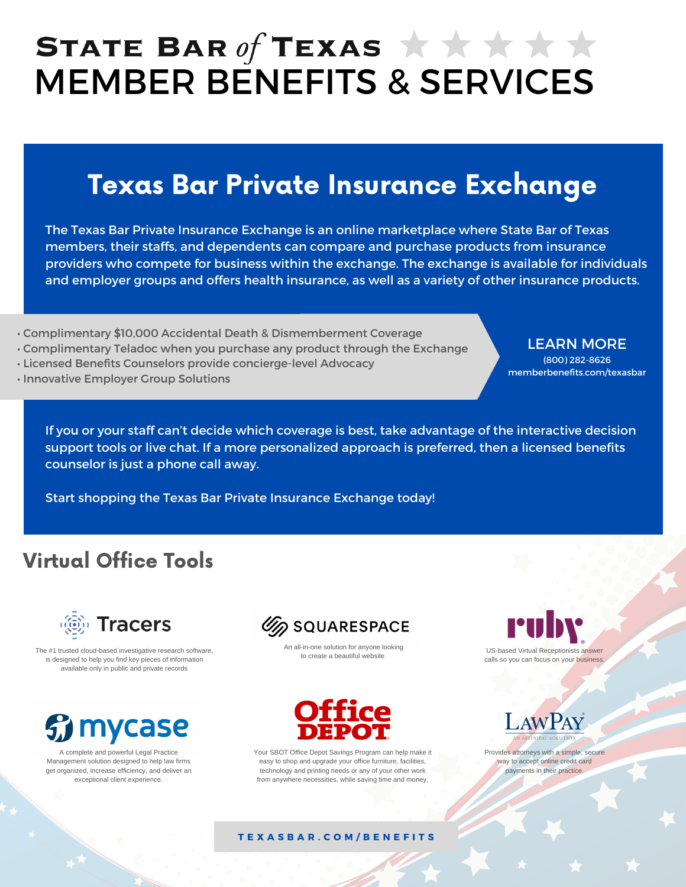# State Bar of Texas
# MEMBER BENEFITS & SERVICES

## Texas Bar Private Insurance Exchange

The Texas Bar Private Insurance Exchange is an online marketplace where State Bar of Texas members, their staffs, and dependents can compare and purchase products from insurance providers who compete for business within the exchange. The exchange is available for individuals and employer groups and offers health insurance, as well as a variety of other insurance products.

- Complimentary $10,000 Accidental Death & Dismemberment Coverage
- Complimentary Teladoc when you purchase any product through the Exchange
- Licensed Benefits Counselors provide concierge-level Advocacy
- Innovative Employer Group Solutions

LEARN MORE
(800) 282-8626
memberbenefits.com/texasbar

If you or your staff can't decide which coverage is best, take advantage of the interactive decision support tools or live chat. If a more personalized approach is preferred, then a licensed benefits counselor is just a phone call away.

Start shopping the Texas Bar Private Insurance Exchange today!

## Virtual Office Tools

**Tracers**
The #1 trusted cloud-based investigative research software, is designed to help you find key pieces of information available only in public and private records

**SQUARESPACE**
An all-in-one solution for anyone looking to create a beautiful website

**ruby**
US-based Virtual Receptionists answer calls so you can focus on your business.

**mycase**
A complete and powerful Legal Practice Management solution designed to help law firms get organized, increase efficiency, and deliver an exceptional client experience.

**Office DEPOT**
Your SBOT Office Depot Savings Program can help make it easy to shop and upgrade your office furniture, facilities, technology and printing needs or any of your other work from anywhere necessities, while saving time and money.

**LAWPAY** — AN AFFINIPAY SOLUTION
Provides attorneys with a simple, secure way to accept online credit card payments in their practice.

TEXASBAR.COM/BENEFITS